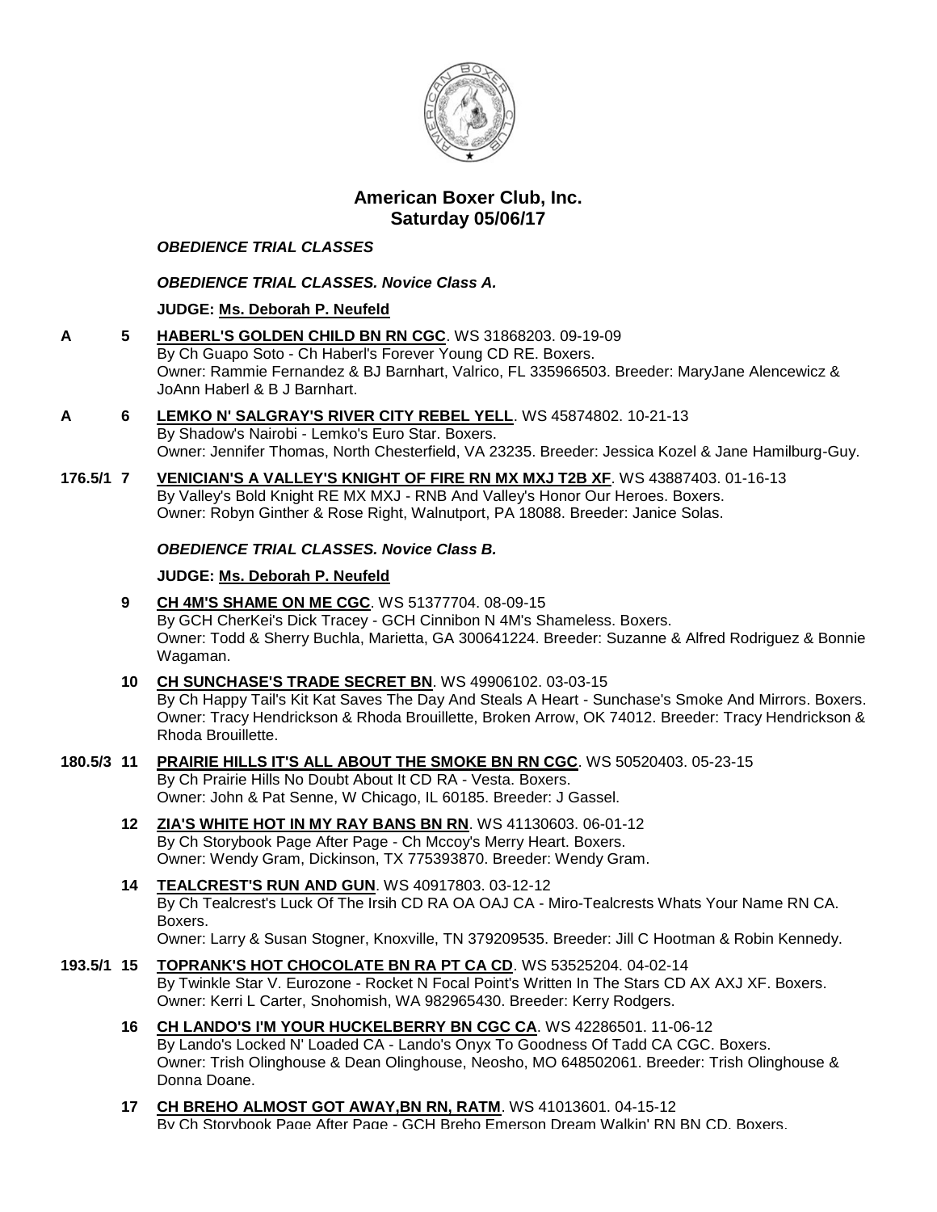# American Boxer Club, Inc.
## Saturday 05/06/17

***OBEDIENCE TRIAL CLASSES***

***OBEDIENCE TRIAL CLASSES. Novice Class A.***

**JUDGE: Ms. Deborah P. Neufeld**

**A** **5** **HABERL'S GOLDEN CHILD BN RN CGC**. WS 31868203. 09-19-09
By Ch Guapo Soto - Ch Haberl's Forever Young CD RE. Boxers.
Owner: Rammie Fernandez & BJ Barnhart, Valrico, FL 335966503. Breeder: MaryJane Alencewicz & JoAnn Haberl & B J Barnhart.

**A** **6** **LEMKO N' SALGRAY'S RIVER CITY REBEL YELL**. WS 45874802. 10-21-13
By Shadow's Nairobi - Lemko's Euro Star. Boxers.
Owner: Jennifer Thomas, North Chesterfield, VA 23235. Breeder: Jessica Kozel & Jane Hamilburg-Guy.

**176.5/1** **7** **VENICIAN'S A VALLEY'S KNIGHT OF FIRE RN MX MXJ T2B XF**. WS 43887403. 01-16-13
By Valley's Bold Knight RE MX MXJ - RNB And Valley's Honor Our Heroes. Boxers.
Owner: Robyn Ginther & Rose Right, Walnutport, PA 18088. Breeder: Janice Solas.

***OBEDIENCE TRIAL CLASSES. Novice Class B.***

**JUDGE: Ms. Deborah P. Neufeld**

**9** **CH 4M'S SHAME ON ME CGC**. WS 51377704. 08-09-15
By GCH CherKei's Dick Tracey - GCH Cinnibon N 4M's Shameless. Boxers.
Owner: Todd & Sherry Buchla, Marietta, GA 300641224. Breeder: Suzanne & Alfred Rodriguez & Bonnie Wagaman.

**10** **CH SUNCHASE'S TRADE SECRET BN**. WS 49906102. 03-03-15
By Ch Happy Tail's Kit Kat Saves The Day And Steals A Heart - Sunchase's Smoke And Mirrors. Boxers.
Owner: Tracy Hendrickson & Rhoda Brouillette, Broken Arrow, OK 74012. Breeder: Tracy Hendrickson & Rhoda Brouillette.

**180.5/3** **11** **PRAIRIE HILLS IT'S ALL ABOUT THE SMOKE BN RN CGC**. WS 50520403. 05-23-15
By Ch Prairie Hills No Doubt About It CD RA - Vesta. Boxers.
Owner: John & Pat Senne, W Chicago, IL 60185. Breeder: J Gassel.

**12** **ZIA'S WHITE HOT IN MY RAY BANS BN RN**. WS 41130603. 06-01-12
By Ch Storybook Page After Page - Ch Mccoy's Merry Heart. Boxers.
Owner: Wendy Gram, Dickinson, TX 775393870. Breeder: Wendy Gram.

**14** **TEALCREST'S RUN AND GUN**. WS 40917803. 03-12-12
By Ch Tealcrest's Luck Of The Irsih CD RA OA OAJ CA - Miro-Tealcrests Whats Your Name RN CA. Boxers.
Owner: Larry & Susan Stogner, Knoxville, TN 379209535. Breeder: Jill C Hootman & Robin Kennedy.

**193.5/1** **15** **TOPRANK'S HOT CHOCOLATE BN RA PT CA CD**. WS 53525204. 04-02-14
By Twinkle Star V. Eurozone - Rocket N Focal Point's Written In The Stars CD AX AXJ XF. Boxers.
Owner: Kerri L Carter, Snohomish, WA 982965430. Breeder: Kerry Rodgers.

**16** **CH LANDO'S I'M YOUR HUCKELBERRY BN CGC CA**. WS 42286501. 11-06-12
By Lando's Locked N' Loaded CA - Lando's Onyx To Goodness Of Tadd CA CGC. Boxers.
Owner: Trish Olinghouse & Dean Olinghouse, Neosho, MO 648502061. Breeder: Trish Olinghouse & Donna Doane.

**17** **CH BREHO ALMOST GOT AWAY,BN RN, RATM**. WS 41013601. 04-15-12
By Ch Storybook Page After Page - GCH Breho Emerson Dream Walkin' RN BN CD. Boxers.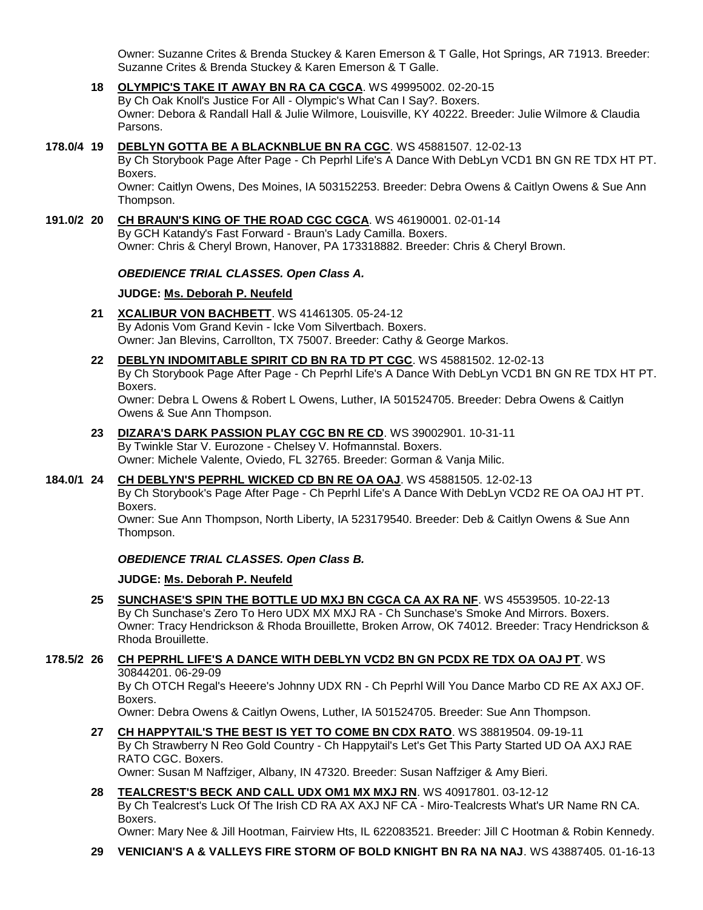Owner: Suzanne Crites & Brenda Stuckey & Karen Emerson & T Galle, Hot Springs, AR 71913. Breeder: Suzanne Crites & Brenda Stuckey & Karen Emerson & T Galle.

**18** **OLYMPIC'S TAKE IT AWAY BN RA CA CGCA**. WS 49995002. 02-20-15
By Ch Oak Knoll's Justice For All - Olympic's What Can I Say?. Boxers.
Owner: Debora & Randall Hall & Julie Wilmore, Louisville, KY 40222. Breeder: Julie Wilmore & Claudia Parsons.

**178.0/4 19** **DEBLYN GOTTA BE A BLACKNBLUE BN RA CGC**. WS 45881507. 12-02-13
By Ch Storybook Page After Page - Ch Peprhl Life's A Dance With DebLyn VCD1 BN GN RE TDX HT PT. Boxers.
Owner: Caitlyn Owens, Des Moines, IA 503152253. Breeder: Debra Owens & Caitlyn Owens & Sue Ann Thompson.

**191.0/2 20** **CH BRAUN'S KING OF THE ROAD CGC CGCA**. WS 46190001. 02-01-14
By GCH Katandy's Fast Forward - Braun's Lady Camilla. Boxers.
Owner: Chris & Cheryl Brown, Hanover, PA 173318882. Breeder: Chris & Cheryl Brown.

***OBEDIENCE TRIAL CLASSES. Open Class A.***

**JUDGE: Ms. Deborah P. Neufeld**

**21** **XCALIBUR VON BACHBETT**. WS 41461305. 05-24-12
By Adonis Vom Grand Kevin - Icke Vom Silvertbach. Boxers.
Owner: Jan Blevins, Carrollton, TX 75007. Breeder: Cathy & George Markos.

**22** **DEBLYN INDOMITABLE SPIRIT CD BN RA TD PT CGC**. WS 45881502. 12-02-13
By Ch Storybook Page After Page - Ch Peprhl Life's A Dance With DebLyn VCD1 BN GN RE TDX HT PT. Boxers.
Owner: Debra L Owens & Robert L Owens, Luther, IA 501524705. Breeder: Debra Owens & Caitlyn Owens & Sue Ann Thompson.

**23** **DIZARA'S DARK PASSION PLAY CGC BN RE CD**. WS 39002901. 10-31-11
By Twinkle Star V. Eurozone - Chelsey V. Hofmannstal. Boxers.
Owner: Michele Valente, Oviedo, FL 32765. Breeder: Gorman & Vanja Milic.

**184.0/1 24** **CH DEBLYN'S PEPRHL WICKED CD BN RE OA OAJ**. WS 45881505. 12-02-13
By Ch Storybook's Page After Page - Ch Peprhl Life's A Dance With DebLyn VCD2 RE OA OAJ HT PT. Boxers.
Owner: Sue Ann Thompson, North Liberty, IA 523179540. Breeder: Deb & Caitlyn Owens & Sue Ann Thompson.

***OBEDIENCE TRIAL CLASSES. Open Class B.***

**JUDGE: Ms. Deborah P. Neufeld**

**25** **SUNCHASE'S SPIN THE BOTTLE UD MXJ BN CGCA CA AX RA NF**. WS 45539505. 10-22-13
By Ch Sunchase's Zero To Hero UDX MX MXJ RA - Ch Sunchase's Smoke And Mirrors. Boxers.
Owner: Tracy Hendrickson & Rhoda Brouillette, Broken Arrow, OK 74012. Breeder: Tracy Hendrickson & Rhoda Brouillette.

**178.5/2 26** **CH PEPRHL LIFE'S A DANCE WITH DEBLYN VCD2 BN GN PCDX RE TDX OA OAJ PT**. WS 30844201. 06-29-09
By Ch OTCH Regal's Heeere's Johnny UDX RN - Ch Peprhl Will You Dance Marbo CD RE AX AXJ OF. Boxers.
Owner: Debra Owens & Caitlyn Owens, Luther, IA 501524705. Breeder: Sue Ann Thompson.

**27** **CH HAPPYTAIL'S THE BEST IS YET TO COME BN CDX RATO**. WS 38819504. 09-19-11
By Ch Strawberry N Reo Gold Country - Ch Happytail's Let's Get This Party Started UD OA AXJ RAE RATO CGC. Boxers.
Owner: Susan M Naffziger, Albany, IN 47320. Breeder: Susan Naffziger & Amy Bieri.

**28** **TEALCREST'S BECK AND CALL UDX OM1 MX MXJ RN**. WS 40917801. 03-12-12
By Ch Tealcrest's Luck Of The Irish CD RA AX AXJ NF CA - Miro-Tealcrests What's UR Name RN CA. Boxers.
Owner: Mary Nee & Jill Hootman, Fairview Hts, IL 622083521. Breeder: Jill C Hootman & Robin Kennedy.

**29** **VENICIAN'S A & VALLEYS FIRE STORM OF BOLD KNIGHT BN RA NA NAJ**. WS 43887405. 01-16-13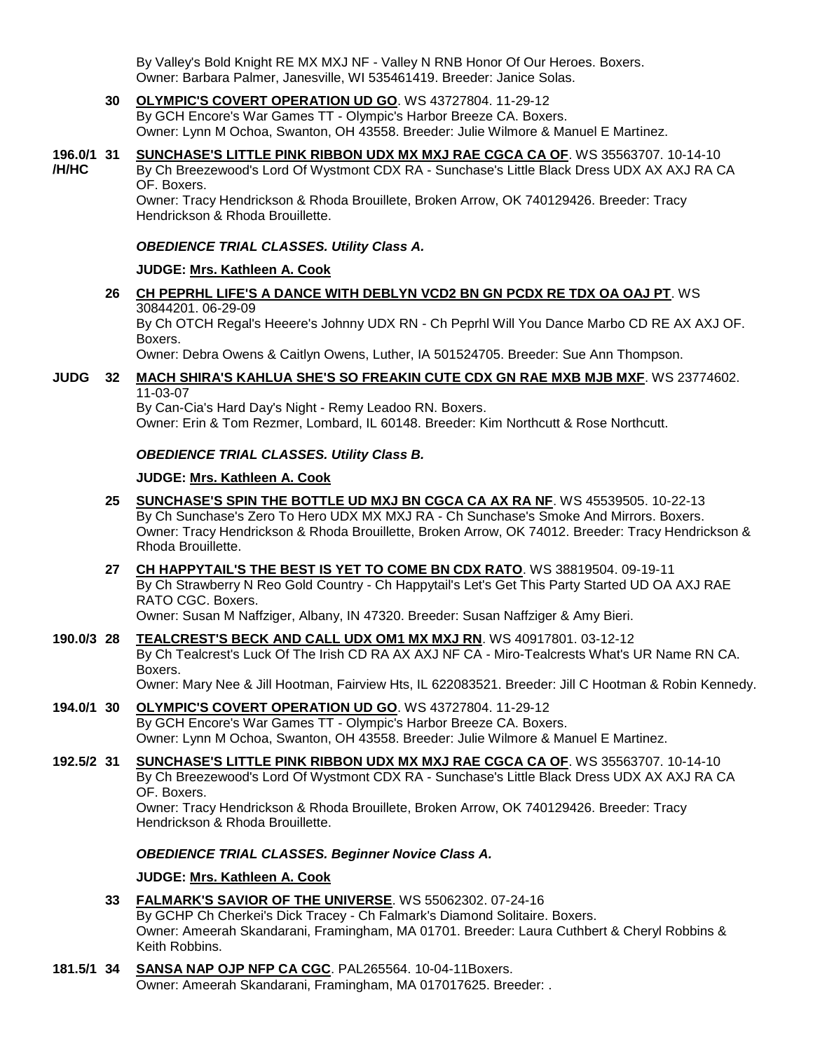By Valley's Bold Knight RE MX MXJ NF - Valley N RNB Honor Of Our Heroes. Boxers.
Owner: Barbara Palmer, Janesville, WI 535461419. Breeder: Janice Solas.

**30** **OLYMPIC'S COVERT OPERATION UD GO**. WS 43727804. 11-29-12
By GCH Encore's War Games TT - Olympic's Harbor Breeze CA. Boxers.
Owner: Lynn M Ochoa, Swanton, OH 43558. Breeder: Julie Wilmore & Manuel E Martinez.

**196.0/1 /H/HC** **31** **SUNCHASE'S LITTLE PINK RIBBON UDX MX MXJ RAE CGCA CA OF**. WS 35563707. 10-14-10
By Ch Breezewood's Lord Of Wystmont CDX RA - Sunchase's Little Black Dress UDX AX AXJ RA CA OF. Boxers.
Owner: Tracy Hendrickson & Rhoda Brouillete, Broken Arrow, OK 740129426. Breeder: Tracy Hendrickson & Rhoda Brouillette.

***OBEDIENCE TRIAL CLASSES. Utility Class A.***

**JUDGE: Mrs. Kathleen A. Cook**

**26** **CH PEPRHL LIFE'S A DANCE WITH DEBLYN VCD2 BN GN PCDX RE TDX OA OAJ PT**. WS 30844201. 06-29-09
By Ch OTCH Regal's Heeere's Johnny UDX RN - Ch Peprhl Will You Dance Marbo CD RE AX AXJ OF. Boxers.
Owner: Debra Owens & Caitlyn Owens, Luther, IA 501524705. Breeder: Sue Ann Thompson.

**JUDG** **32** **MACH SHIRA'S KAHLUA SHE'S SO FREAKIN CUTE CDX GN RAE MXB MJB MXF**. WS 23774602. 11-03-07
By Can-Cia's Hard Day's Night - Remy Leadoo RN. Boxers.
Owner: Erin & Tom Rezmer, Lombard, IL 60148. Breeder: Kim Northcutt & Rose Northcutt.

***OBEDIENCE TRIAL CLASSES. Utility Class B.***

**JUDGE: Mrs. Kathleen A. Cook**

**25** **SUNCHASE'S SPIN THE BOTTLE UD MXJ BN CGCA CA AX RA NF**. WS 45539505. 10-22-13
By Ch Sunchase's Zero To Hero UDX MX MXJ RA - Ch Sunchase's Smoke And Mirrors. Boxers.
Owner: Tracy Hendrickson & Rhoda Brouillette, Broken Arrow, OK 74012. Breeder: Tracy Hendrickson & Rhoda Brouillette.

**27** **CH HAPPYTAIL'S THE BEST IS YET TO COME BN CDX RATO**. WS 38819504. 09-19-11
By Ch Strawberry N Reo Gold Country - Ch Happytail's Let's Get This Party Started UD OA AXJ RAE RATO CGC. Boxers.
Owner: Susan M Naffziger, Albany, IN 47320. Breeder: Susan Naffziger & Amy Bieri.

**190.0/3** **28** **TEALCREST'S BECK AND CALL UDX OM1 MX MXJ RN**. WS 40917801. 03-12-12
By Ch Tealcrest's Luck Of The Irish CD RA AX AXJ NF CA - Miro-Tealcrests What's UR Name RN CA. Boxers.
Owner: Mary Nee & Jill Hootman, Fairview Hts, IL 622083521. Breeder: Jill C Hootman & Robin Kennedy.

**194.0/1** **30** **OLYMPIC'S COVERT OPERATION UD GO**. WS 43727804. 11-29-12
By GCH Encore's War Games TT - Olympic's Harbor Breeze CA. Boxers.
Owner: Lynn M Ochoa, Swanton, OH 43558. Breeder: Julie Wilmore & Manuel E Martinez.

**192.5/2** **31** **SUNCHASE'S LITTLE PINK RIBBON UDX MX MXJ RAE CGCA CA OF**. WS 35563707. 10-14-10
By Ch Breezewood's Lord Of Wystmont CDX RA - Sunchase's Little Black Dress UDX AX AXJ RA CA OF. Boxers.
Owner: Tracy Hendrickson & Rhoda Brouillete, Broken Arrow, OK 740129426. Breeder: Tracy Hendrickson & Rhoda Brouillette.

***OBEDIENCE TRIAL CLASSES. Beginner Novice Class A.***

**JUDGE: Mrs. Kathleen A. Cook**

**33** **FALMARK'S SAVIOR OF THE UNIVERSE**. WS 55062302. 07-24-16
By GCHP Ch Cherkei's Dick Tracey - Ch Falmark's Diamond Solitaire. Boxers.
Owner: Ameerah Skandarani, Framingham, MA 01701. Breeder: Laura Cuthbert & Cheryl Robbins & Keith Robbins.

**181.5/1** **34** **SANSA NAP OJP NFP CA CGC**. PAL265564. 10-04-11Boxers.
Owner: Ameerah Skandarani, Framingham, MA 017017625. Breeder: .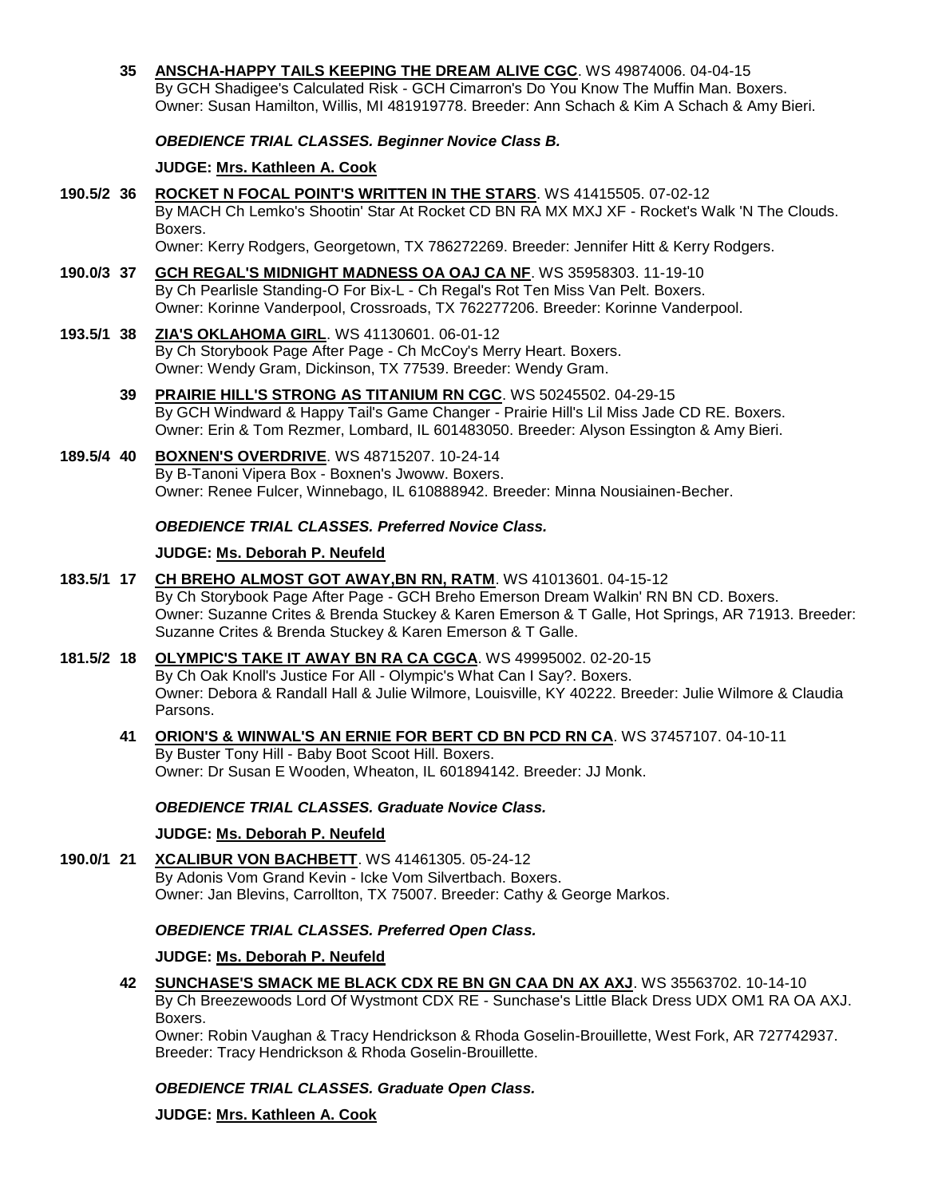**35** **ANSCHA-HAPPY TAILS KEEPING THE DREAM ALIVE CGC**. WS 49874006. 04-04-15
By GCH Shadigee's Calculated Risk - GCH Cimarron's Do You Know The Muffin Man. Boxers.
Owner: Susan Hamilton, Willis, MI 481919778. Breeder: Ann Schach & Kim A Schach & Amy Bieri.

***OBEDIENCE TRIAL CLASSES. Beginner Novice Class B.***

**JUDGE: Mrs. Kathleen A. Cook**

**190.5/2 36** **ROCKET N FOCAL POINT'S WRITTEN IN THE STARS**. WS 41415505. 07-02-12
By MACH Ch Lemko's Shootin' Star At Rocket CD BN RA MX MXJ XF - Rocket's Walk 'N The Clouds. Boxers.
Owner: Kerry Rodgers, Georgetown, TX 786272269. Breeder: Jennifer Hitt & Kerry Rodgers.

**190.0/3 37** **GCH REGAL'S MIDNIGHT MADNESS OA OAJ CA NF**. WS 35958303. 11-19-10
By Ch Pearlisle Standing-O For Bix-L - Ch Regal's Rot Ten Miss Van Pelt. Boxers.
Owner: Korinne Vanderpool, Crossroads, TX 762277206. Breeder: Korinne Vanderpool.

**193.5/1 38** **ZIA'S OKLAHOMA GIRL**. WS 41130601. 06-01-12
By Ch Storybook Page After Page - Ch McCoy's Merry Heart. Boxers.
Owner: Wendy Gram, Dickinson, TX 77539. Breeder: Wendy Gram.

**39** **PRAIRIE HILL'S STRONG AS TITANIUM RN CGC**. WS 50245502. 04-29-15
By GCH Windward & Happy Tail's Game Changer - Prairie Hill's Lil Miss Jade CD RE. Boxers.
Owner: Erin & Tom Rezmer, Lombard, IL 601483050. Breeder: Alyson Essington & Amy Bieri.

**189.5/4 40** **BOXNEN'S OVERDRIVE**. WS 48715207. 10-24-14
By B-Tanoni Vipera Box - Boxnen's Jwoww. Boxers.
Owner: Renee Fulcer, Winnebago, IL 610888942. Breeder: Minna Nousiainen-Becher.

***OBEDIENCE TRIAL CLASSES. Preferred Novice Class.***

**JUDGE: Ms. Deborah P. Neufeld**

**183.5/1 17** **CH BREHO ALMOST GOT AWAY,BN RN, RATM**. WS 41013601. 04-15-12
By Ch Storybook Page After Page - GCH Breho Emerson Dream Walkin' RN BN CD. Boxers.
Owner: Suzanne Crites & Brenda Stuckey & Karen Emerson & T Galle, Hot Springs, AR 71913. Breeder: Suzanne Crites & Brenda Stuckey & Karen Emerson & T Galle.

**181.5/2 18** **OLYMPIC'S TAKE IT AWAY BN RA CA CGCA**. WS 49995002. 02-20-15
By Ch Oak Knoll's Justice For All - Olympic's What Can I Say?. Boxers.
Owner: Debora & Randall Hall & Julie Wilmore, Louisville, KY 40222. Breeder: Julie Wilmore & Claudia Parsons.

**41** **ORION'S & WINWAL'S AN ERNIE FOR BERT CD BN PCD RN CA**. WS 37457107. 04-10-11
By Buster Tony Hill - Baby Boot Scoot Hill. Boxers.
Owner: Dr Susan E Wooden, Wheaton, IL 601894142. Breeder: JJ Monk.

***OBEDIENCE TRIAL CLASSES. Graduate Novice Class.***

**JUDGE: Ms. Deborah P. Neufeld**

**190.0/1 21** **XCALIBUR VON BACHBETT**. WS 41461305. 05-24-12
By Adonis Vom Grand Kevin - Icke Vom Silvertbach. Boxers.
Owner: Jan Blevins, Carrollton, TX 75007. Breeder: Cathy & George Markos.

***OBEDIENCE TRIAL CLASSES. Preferred Open Class.***

**JUDGE: Ms. Deborah P. Neufeld**

**42** **SUNCHASE'S SMACK ME BLACK CDX RE BN GN CAA DN AX AXJ**. WS 35563702. 10-14-10
By Ch Breezewoods Lord Of Wystmont CDX RE - Sunchase's Little Black Dress UDX OM1 RA OA AXJ. Boxers.
Owner: Robin Vaughan & Tracy Hendrickson & Rhoda Goselin-Brouillette, West Fork, AR 727742937. Breeder: Tracy Hendrickson & Rhoda Goselin-Brouillette.

***OBEDIENCE TRIAL CLASSES. Graduate Open Class.***

**JUDGE: Mrs. Kathleen A. Cook**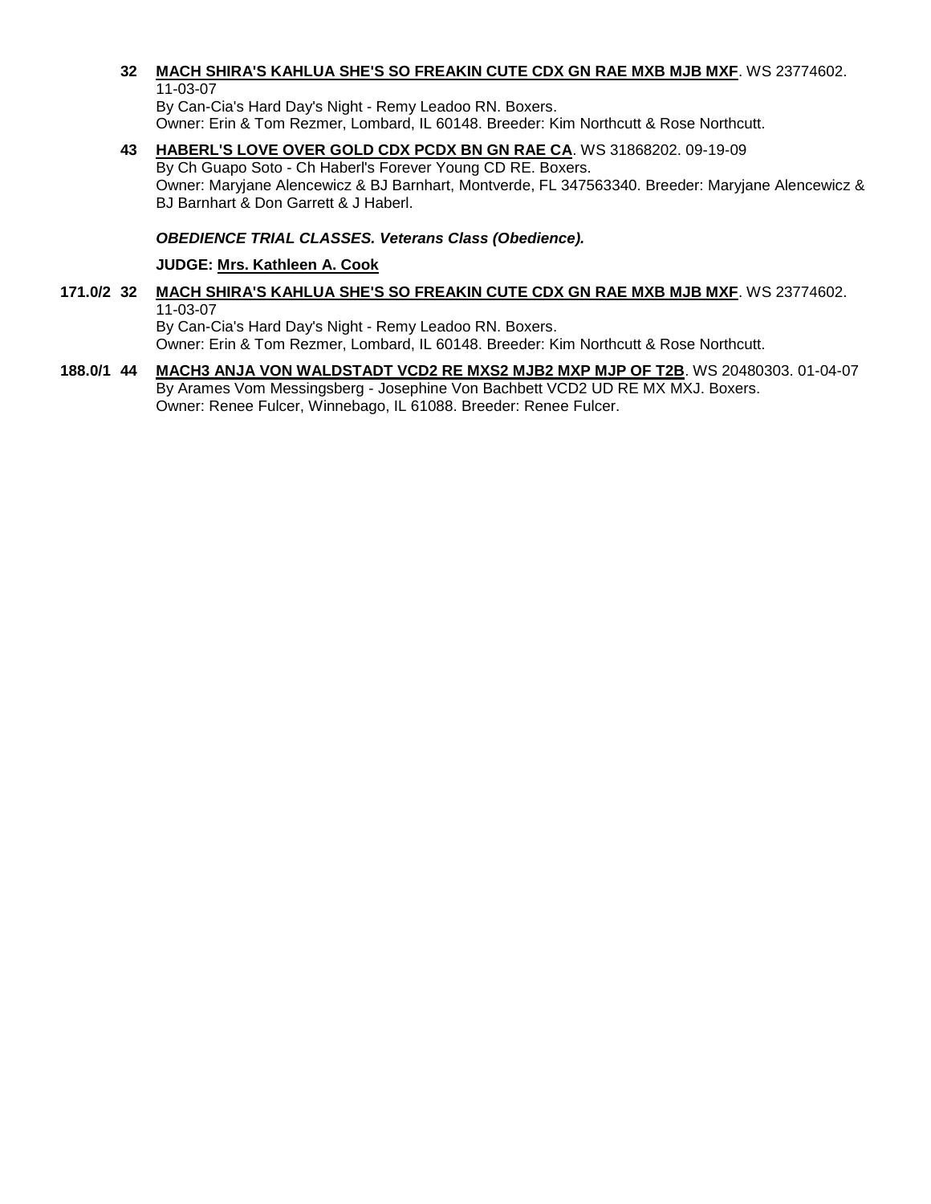**32** **MACH SHIRA'S KAHLUA SHE'S SO FREAKIN CUTE CDX GN RAE MXB MJB MXF**. WS 23774602. 11-03-07
By Can-Cia's Hard Day's Night - Remy Leadoo RN. Boxers.
Owner: Erin & Tom Rezmer, Lombard, IL 60148. Breeder: Kim Northcutt & Rose Northcutt.

**43** **HABERL'S LOVE OVER GOLD CDX PCDX BN GN RAE CA**. WS 31868202. 09-19-09
By Ch Guapo Soto - Ch Haberl's Forever Young CD RE. Boxers.
Owner: Maryjane Alencewicz & BJ Barnhart, Montverde, FL 347563340. Breeder: Maryjane Alencewicz & BJ Barnhart & Don Garrett & J Haberl.

***OBEDIENCE TRIAL CLASSES. Veterans Class (Obedience).***

**JUDGE: Mrs. Kathleen A. Cook**

**171.0/2** **32** **MACH SHIRA'S KAHLUA SHE'S SO FREAKIN CUTE CDX GN RAE MXB MJB MXF**. WS 23774602. 11-03-07
By Can-Cia's Hard Day's Night - Remy Leadoo RN. Boxers.
Owner: Erin & Tom Rezmer, Lombard, IL 60148. Breeder: Kim Northcutt & Rose Northcutt.

**188.0/1** **44** **MACH3 ANJA VON WALDSTADT VCD2 RE MXS2 MJB2 MXP MJP OF T2B**. WS 20480303. 01-04-07
By Arames Vom Messingsberg - Josephine Von Bachbett VCD2 UD RE MX MXJ. Boxers.
Owner: Renee Fulcer, Winnebago, IL 61088. Breeder: Renee Fulcer.